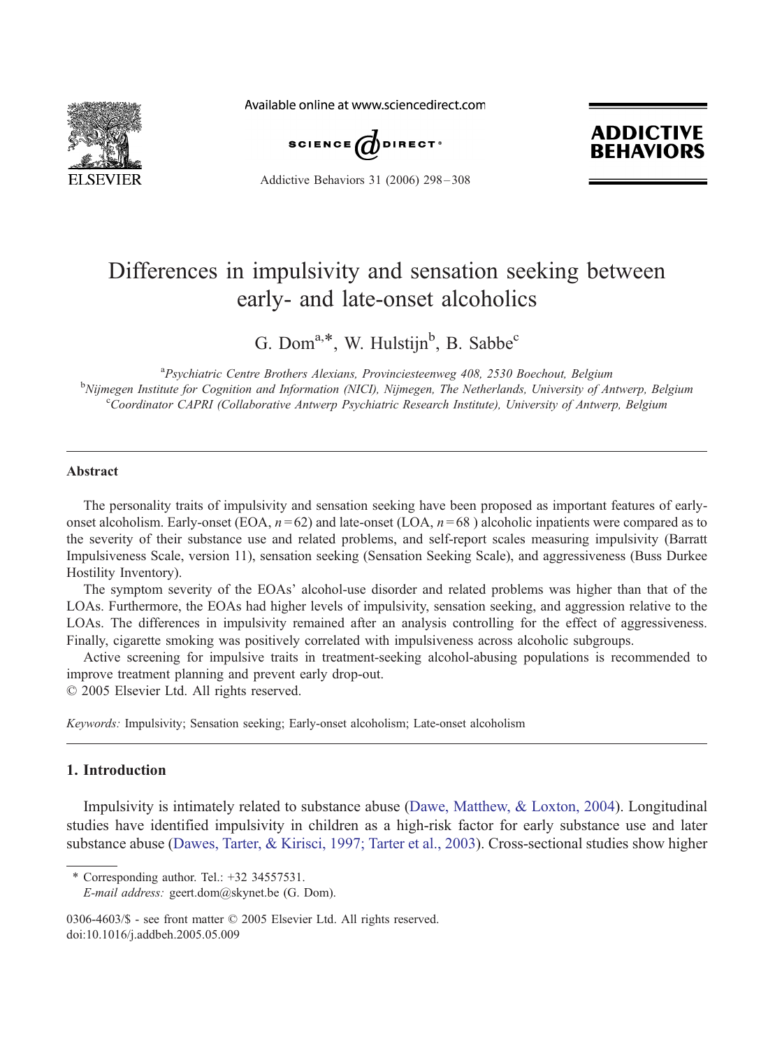# Differences in impulsivity and sensation seeking between early- and late-onset alcoholics

G. Dom[a,*], W. Hulstijn[b], B. Sabbe[c]

[a] *Psychiatric Centre Brothers Alexians, Provinciesteenweg 408, 2530 Boechout, Belgium*
[b] *Nijmegen Institute for Cognition and Information (NICI), Nijmegen, The Netherlands, University of Antwerp, Belgium*
[c] *Coordinator CAPRI (Collaborative Antwerp Psychiatric Research Institute), University of Antwerp, Belgium*

---

## Abstract

The personality traits of impulsivity and sensation seeking have been proposed as important features of early-onset alcoholism. Early-onset (EOA, $n = 62$) and late-onset (LOA, $n = 68$) alcoholic inpatients were compared as to the severity of their substance use and related problems, and self-report scales measuring impulsivity (Barratt Impulsiveness Scale, version 11), sensation seeking (Sensation Seeking Scale), and aggressiveness (Buss Durkee Hostility Inventory).

The symptom severity of the EOAs' alcohol-use disorder and related problems was higher than that of the LOAs. Furthermore, the EOAs had higher levels of impulsivity, sensation seeking, and aggression relative to the LOAs. The differences in impulsivity remained after an analysis controlling for the effect of aggressiveness. Finally, cigarette smoking was positively correlated with impulsiveness across alcoholic subgroups.

Active screening for impulsive traits in treatment-seeking alcohol-abusing populations is recommended to improve treatment planning and prevent early drop-out.

© 2005 Elsevier Ltd. All rights reserved.

*Keywords:* Impulsivity; Sensation seeking; Early-onset alcoholism; Late-onset alcoholism

---

## 1. Introduction

Impulsivity is intimately related to substance abuse (Dawe, Matthew, & Loxton, 2004). Longitudinal studies have identified impulsivity in children as a high-risk factor for early substance use and later substance abuse (Dawes, Tarter, & Kirisci, 1997; Tarter et al., 2003). Cross-sectional studies show higher

---

\* Corresponding author. Tel.: +32 34557531.
*E-mail address:* geert.dom@skynet.be (G. Dom).

0306-4603/$ - see front matter © 2005 Elsevier Ltd. All rights reserved.
doi:10.1016/j.addbeh.2005.05.009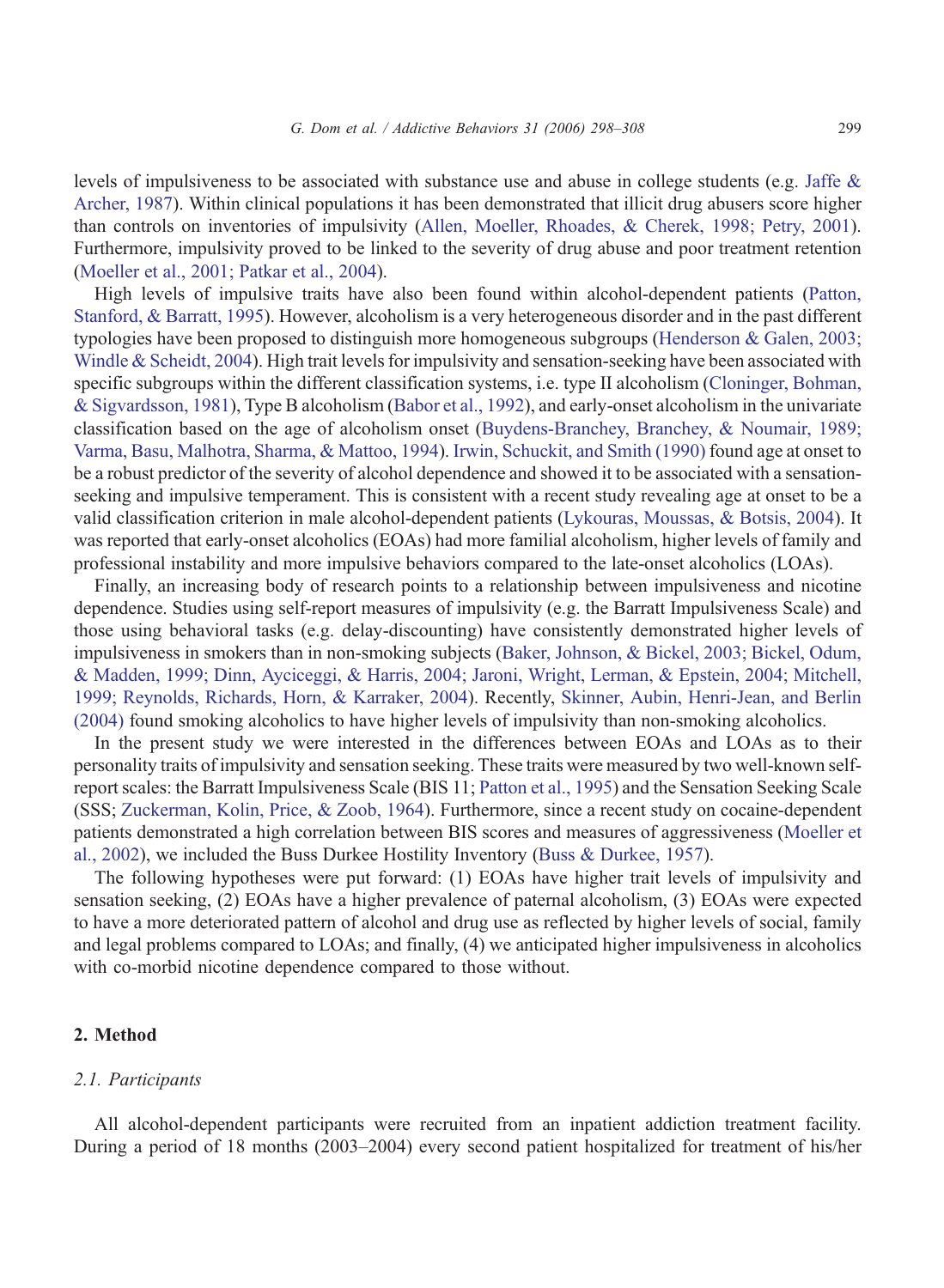levels of impulsiveness to be associated with substance use and abuse in college students (e.g. Jaffe & Archer, 1987). Within clinical populations it has been demonstrated that illicit drug abusers score higher than controls on inventories of impulsivity (Allen, Moeller, Rhoades, & Cherek, 1998; Petry, 2001). Furthermore, impulsivity proved to be linked to the severity of drug abuse and poor treatment retention (Moeller et al., 2001; Patkar et al., 2004).

High levels of impulsive traits have also been found within alcohol-dependent patients (Patton, Stanford, & Barratt, 1995). However, alcoholism is a very heterogeneous disorder and in the past different typologies have been proposed to distinguish more homogeneous subgroups (Henderson & Galen, 2003; Windle & Scheidt, 2004). High trait levels for impulsivity and sensation-seeking have been associated with specific subgroups within the different classification systems, i.e. type II alcoholism (Cloninger, Bohman, & Sigvardsson, 1981), Type B alcoholism (Babor et al., 1992), and early-onset alcoholism in the univariate classification based on the age of alcoholism onset (Buydens-Branchey, Branchey, & Noumair, 1989; Varma, Basu, Malhotra, Sharma, & Mattoo, 1994). Irwin, Schuckit, and Smith (1990) found age at onset to be a robust predictor of the severity of alcohol dependence and showed it to be associated with a sensation-seeking and impulsive temperament. This is consistent with a recent study revealing age at onset to be a valid classification criterion in male alcohol-dependent patients (Lykouras, Moussas, & Botsis, 2004). It was reported that early-onset alcoholics (EOAs) had more familial alcoholism, higher levels of family and professional instability and more impulsive behaviors compared to the late-onset alcoholics (LOAs).

Finally, an increasing body of research points to a relationship between impulsiveness and nicotine dependence. Studies using self-report measures of impulsivity (e.g. the Barratt Impulsiveness Scale) and those using behavioral tasks (e.g. delay-discounting) have consistently demonstrated higher levels of impulsiveness in smokers than in non-smoking subjects (Baker, Johnson, & Bickel, 2003; Bickel, Odum, & Madden, 1999; Dinn, Ayciceggi, & Harris, 2004; Jaroni, Wright, Lerman, & Epstein, 2004; Mitchell, 1999; Reynolds, Richards, Horn, & Karraker, 2004). Recently, Skinner, Aubin, Henri-Jean, and Berlin (2004) found smoking alcoholics to have higher levels of impulsivity than non-smoking alcoholics.

In the present study we were interested in the differences between EOAs and LOAs as to their personality traits of impulsivity and sensation seeking. These traits were measured by two well-known self-report scales: the Barratt Impulsiveness Scale (BIS 11; Patton et al., 1995) and the Sensation Seeking Scale (SSS; Zuckerman, Kolin, Price, & Zoob, 1964). Furthermore, since a recent study on cocaine-dependent patients demonstrated a high correlation between BIS scores and measures of aggressiveness (Moeller et al., 2002), we included the Buss Durkee Hostility Inventory (Buss & Durkee, 1957).

The following hypotheses were put forward: (1) EOAs have higher trait levels of impulsivity and sensation seeking, (2) EOAs have a higher prevalence of paternal alcoholism, (3) EOAs were expected to have a more deteriorated pattern of alcohol and drug use as reflected by higher levels of social, family and legal problems compared to LOAs; and finally, (4) we anticipated higher impulsiveness in alcoholics with co-morbid nicotine dependence compared to those without.

## 2. Method

### *2.1. Participants*

All alcohol-dependent participants were recruited from an inpatient addiction treatment facility. During a period of 18 months (2003–2004) every second patient hospitalized for treatment of his/her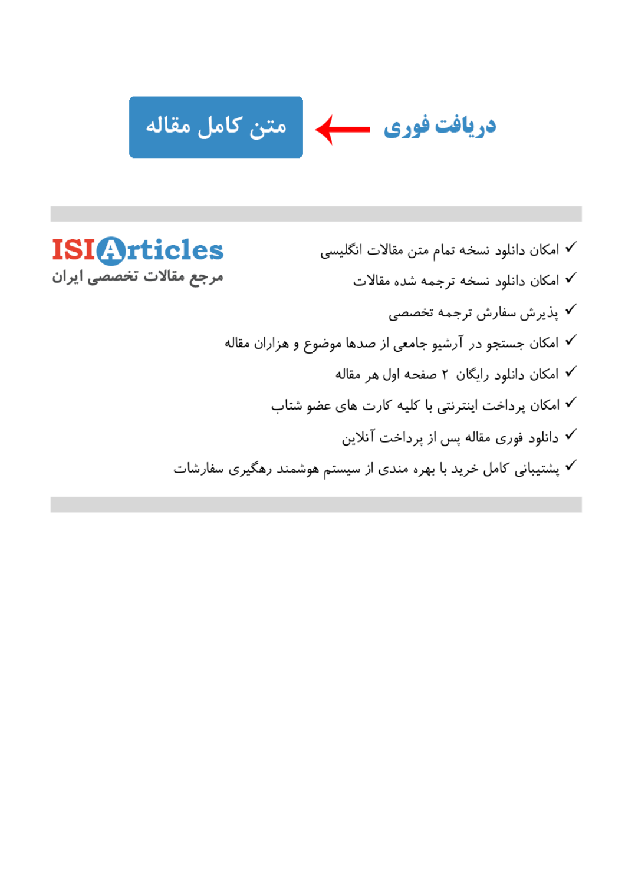دریافت فوری ← متن کامل مقاله

ISIArticles
مرجع مقالات تخصصی ایران

- ✓ امکان دانلود نسخه تمام متن مقالات انگلیسی
- ✓ امکان دانلود نسخه ترجمه شده مقالات
- ✓ پذیرش سفارش ترجمه تخصصی
- ✓ امکان جستجو در آرشیو جامعی از صدها موضوع و هزاران مقاله
- ✓ امکان دانلود رایگان ۲ صفحه اول هر مقاله
- ✓ امکان پرداخت اینترنتی با کلیه کارت های عضو شتاب
- ✓ دانلود فوری مقاله پس از پرداخت آنلاین
- ✓ پشتیبانی کامل خرید با بهره مندی از سیستم هوشمند رهگیری سفارشات